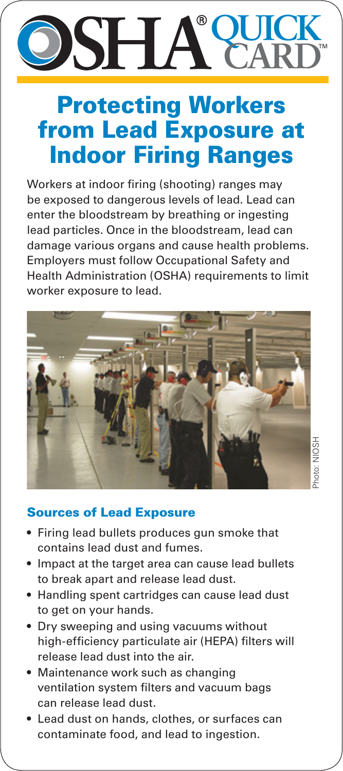# OSHA® QUICK CARD™

## Protecting Workers from Lead Exposure at Indoor Firing Ranges

Workers at indoor firing (shooting) ranges may be exposed to dangerous levels of lead. Lead can enter the bloodstream by breathing or ingesting lead particles. Once in the bloodstream, lead can damage various organs and cause health problems. Employers must follow Occupational Safety and Health Administration (OSHA) requirements to limit worker exposure to lead.

Photo: NIOSH

### Sources of Lead Exposure

- Firing lead bullets produces gun smoke that contains lead dust and fumes.
- Impact at the target area can cause lead bullets to break apart and release lead dust.
- Handling spent cartridges can cause lead dust to get on your hands.
- Dry sweeping and using vacuums without high-efficiency particulate air (HEPA) filters will release lead dust into the air.
- Maintenance work such as changing ventilation system filters and vacuum bags can release lead dust.
- Lead dust on hands, clothes, or surfaces can contaminate food, and lead to ingestion.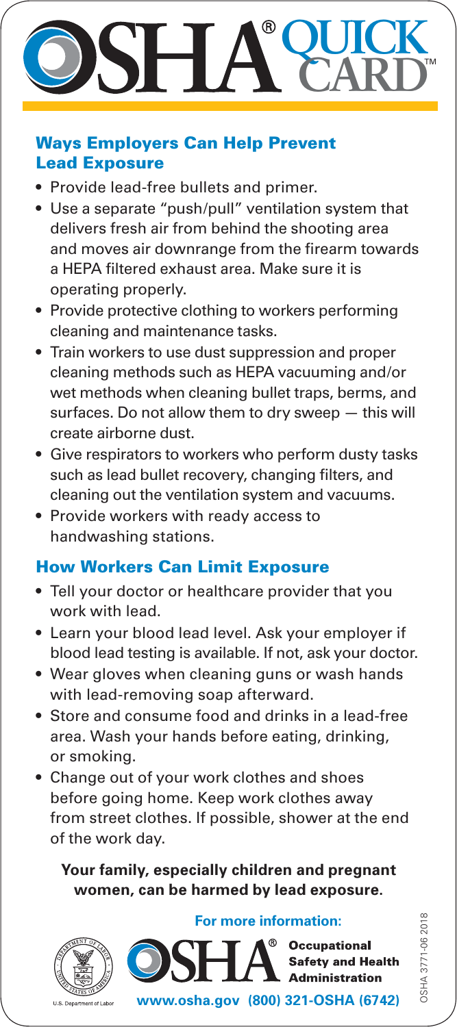# OSHA® QUICK CARD™

## Ways Employers Can Help Prevent Lead Exposure

- Provide lead-free bullets and primer.
- Use a separate "push/pull" ventilation system that delivers fresh air from behind the shooting area and moves air downrange from the firearm towards a HEPA filtered exhaust area. Make sure it is operating properly.
- Provide protective clothing to workers performing cleaning and maintenance tasks.
- Train workers to use dust suppression and proper cleaning methods such as HEPA vacuuming and/or wet methods when cleaning bullet traps, berms, and surfaces. Do not allow them to dry sweep — this will create airborne dust.
- Give respirators to workers who perform dusty tasks such as lead bullet recovery, changing filters, and cleaning out the ventilation system and vacuums.
- Provide workers with ready access to handwashing stations.

## How Workers Can Limit Exposure

- Tell your doctor or healthcare provider that you work with lead.
- Learn your blood lead level. Ask your employer if blood lead testing is available. If not, ask your doctor.
- Wear gloves when cleaning guns or wash hands with lead-removing soap afterward.
- Store and consume food and drinks in a lead-free area. Wash your hands before eating, drinking, or smoking.
- Change out of your work clothes and shoes before going home. Keep work clothes away from street clothes. If possible, shower at the end of the work day.

**Your family, especially children and pregnant women, can be harmed by lead exposure.**

**For more information:**

U.S. Department of Labor

OSHA® Occupational Safety and Health Administration

**www.osha.gov (800) 321-OSHA (6742)**

OSHA 3771-06 2018